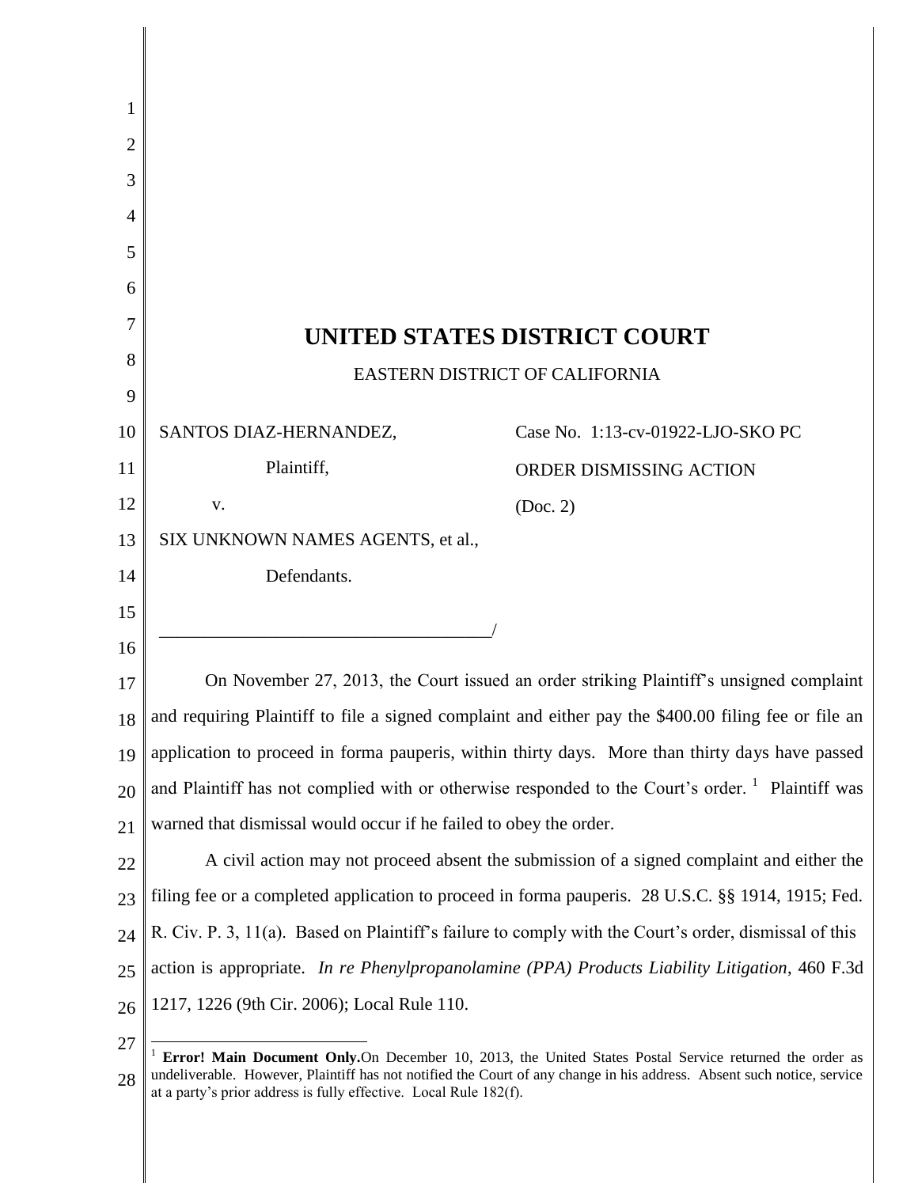# UNITED STATES DISTRICT COURT

EASTERN DISTRICT OF CALIFORNIA

| | |
|---|---|
| SANTOS DIAZ-HERNANDEZ, | Case No. 1:13-cv-01922-LJO-SKO PC |
| Plaintiff, | ORDER DISMISSING ACTION |
| v. | (Doc. 2) |
| SIX UNKNOWN NAMES AGENTS, et al., | |
| Defendants. | |

\_\_\_\_\_\_\_\_\_\_\_\_\_\_\_\_\_\_\_\_\_\_\_\_\_\_\_\_\_\_\_\_\_\_\_\_\_\_/

On November 27, 2013, the Court issued an order striking Plaintiff's unsigned complaint and requiring Plaintiff to file a signed complaint and either pay the $400.00 filing fee or file an application to proceed in forma pauperis, within thirty days. More than thirty days have passed and Plaintiff has not complied with or otherwise responded to the Court's order.[1] Plaintiff was warned that dismissal would occur if he failed to obey the order.

A civil action may not proceed absent the submission of a signed complaint and either the filing fee or a completed application to proceed in forma pauperis. 28 U.S.C. §§ 1914, 1915; Fed. R. Civ. P. 3, 11(a). Based on Plaintiff's failure to comply with the Court's order, dismissal of this action is appropriate. *In re Phenylpropanolamine (PPA) Products Liability Litigation*, 460 F.3d 1217, 1226 (9th Cir. 2006); Local Rule 110.

---

[1] **Error! Main Document Only.**On December 10, 2013, the United States Postal Service returned the order as undeliverable. However, Plaintiff has not notified the Court of any change in his address. Absent such notice, service at a party's prior address is fully effective. Local Rule 182(f).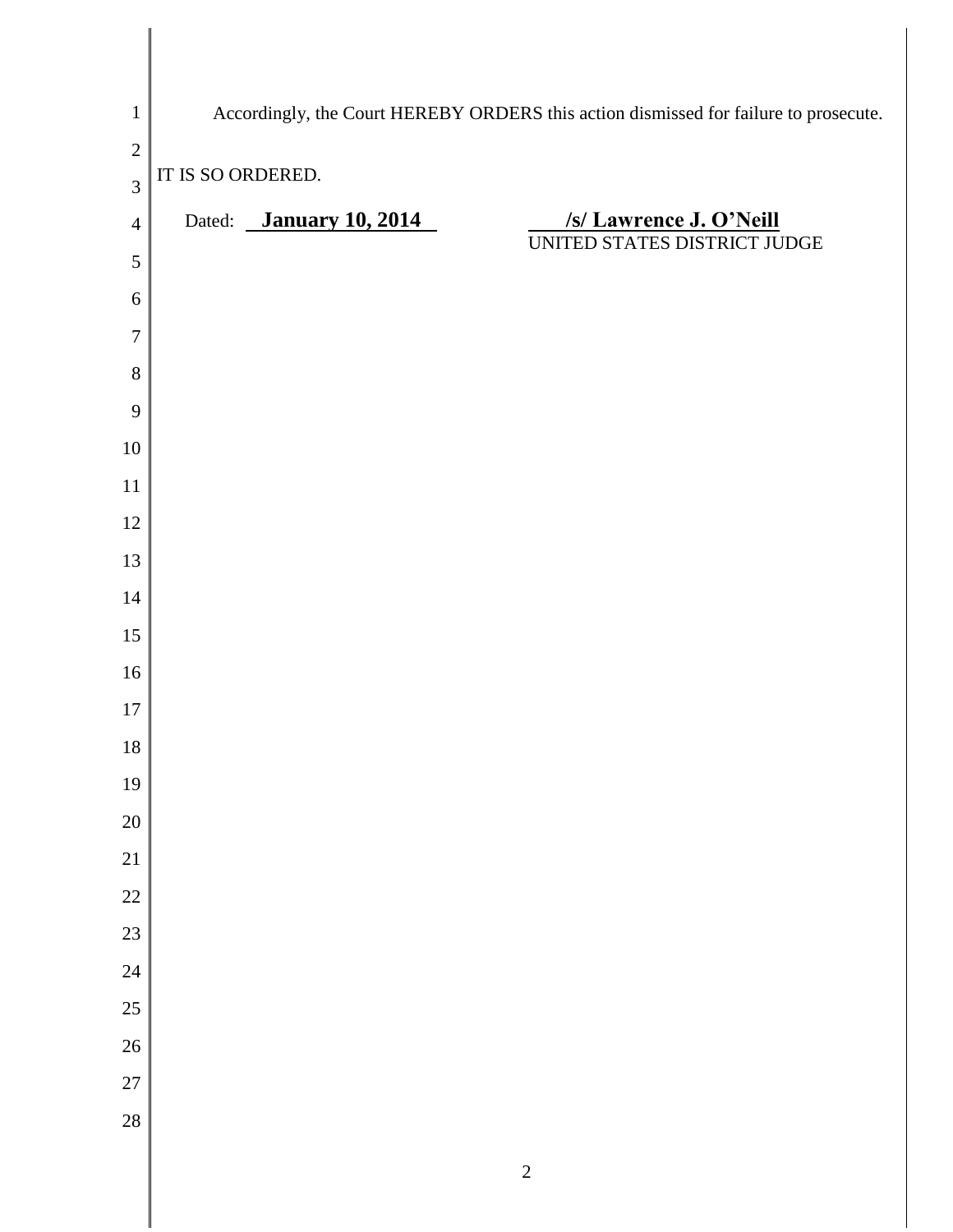Accordingly, the Court HEREBY ORDERS this action dismissed for failure to prosecute.

IT IS SO ORDERED.

Dated: **January 10, 2014**

**/s/ Lawrence J. O'Neill**
UNITED STATES DISTRICT JUDGE